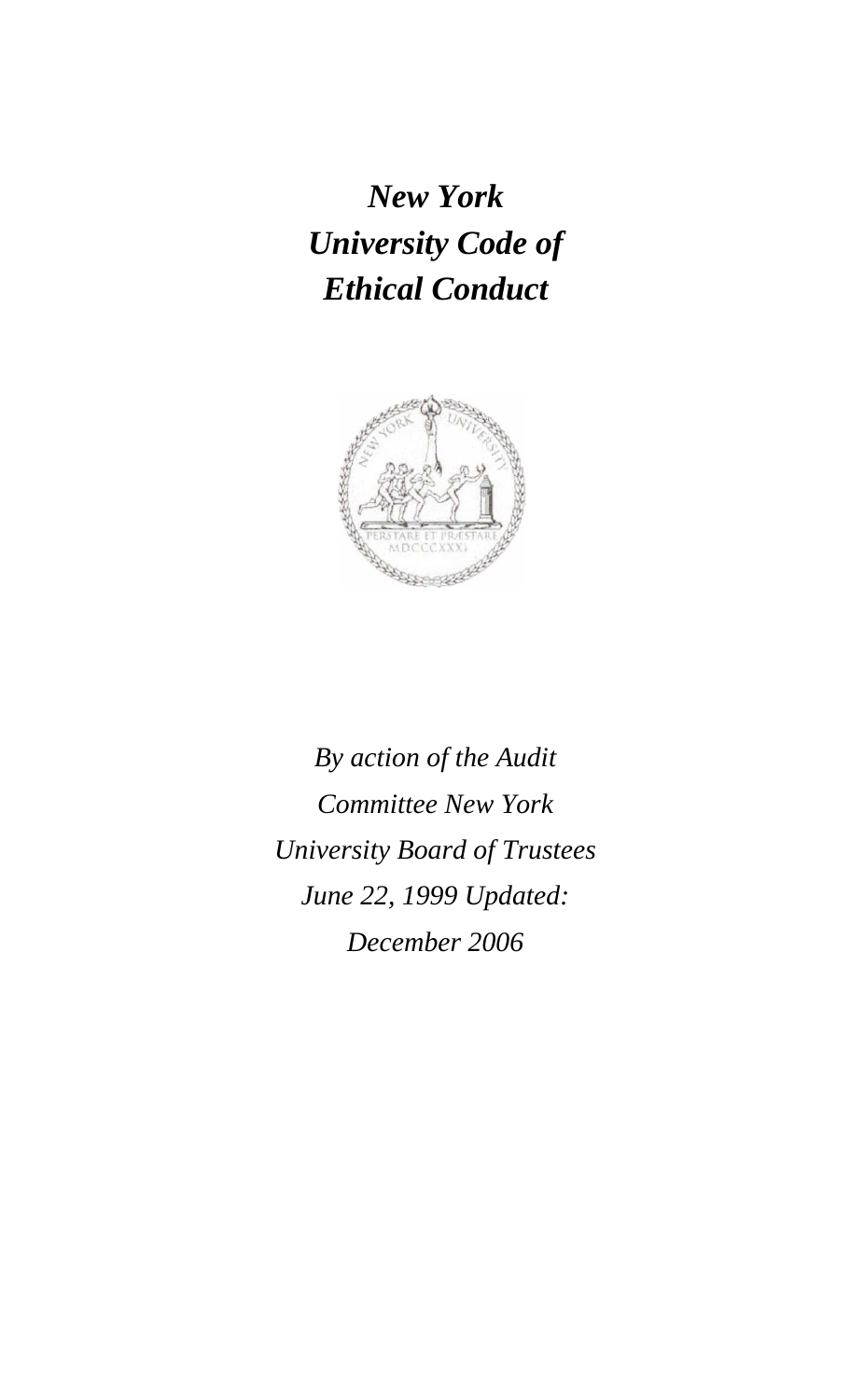# *New York University Code of Ethical Conduct*

*By action of the Audit Committee New York University Board of Trustees June 22, 1999 Updated: December 2006*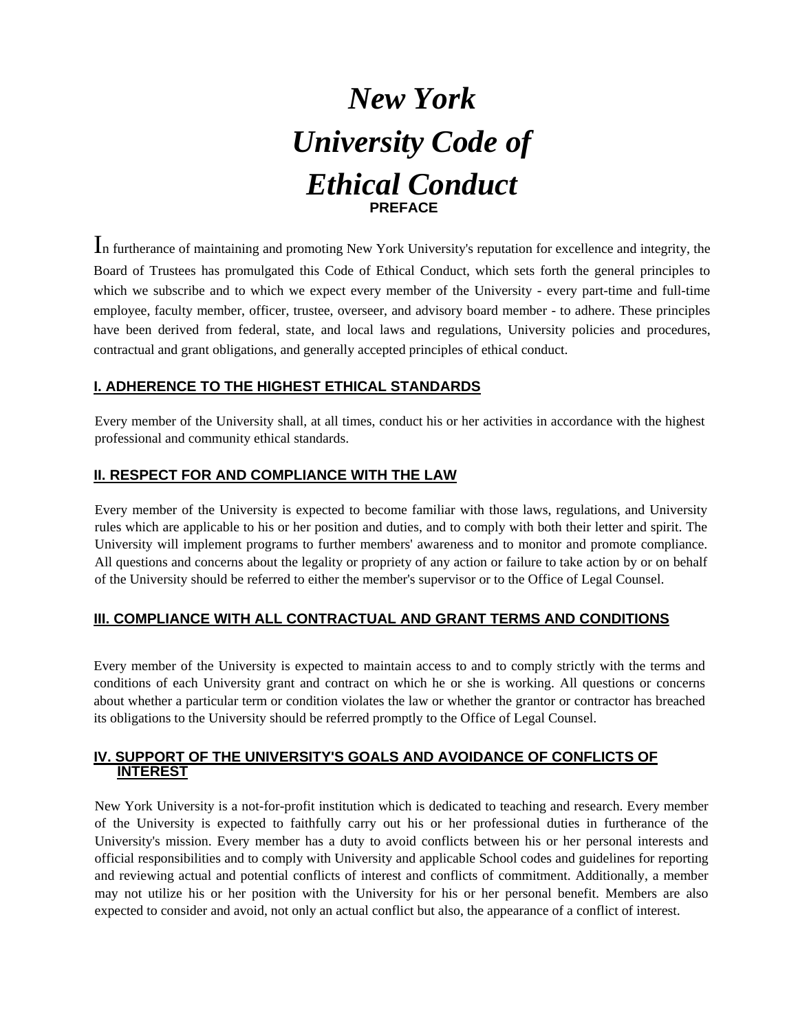# *New York University Code of Ethical Conduct*

## PREFACE

In furtherance of maintaining and promoting New York University's reputation for excellence and integrity, the Board of Trustees has promulgated this Code of Ethical Conduct, which sets forth the general principles to which we subscribe and to which we expect every member of the University - every part-time and full-time employee, faculty member, officer, trustee, overseer, and advisory board member - to adhere. These principles have been derived from federal, state, and local laws and regulations, University policies and procedures, contractual and grant obligations, and generally accepted principles of ethical conduct.

## I. ADHERENCE TO THE HIGHEST ETHICAL STANDARDS

Every member of the University shall, at all times, conduct his or her activities in accordance with the highest professional and community ethical standards.

## II. RESPECT FOR AND COMPLIANCE WITH THE LAW

Every member of the University is expected to become familiar with those laws, regulations, and University rules which are applicable to his or her position and duties, and to comply with both their letter and spirit. The University will implement programs to further members' awareness and to monitor and promote compliance. All questions and concerns about the legality or propriety of any action or failure to take action by or on behalf of the University should be referred to either the member's supervisor or to the Office of Legal Counsel.

## III. COMPLIANCE WITH ALL CONTRACTUAL AND GRANT TERMS AND CONDITIONS

Every member of the University is expected to maintain access to and to comply strictly with the terms and conditions of each University grant and contract on which he or she is working. All questions or concerns about whether a particular term or condition violates the law or whether the grantor or contractor has breached its obligations to the University should be referred promptly to the Office of Legal Counsel.

## IV. SUPPORT OF THE UNIVERSITY'S GOALS AND AVOIDANCE OF CONFLICTS OF INTEREST

New York University is a not-for-profit institution which is dedicated to teaching and research. Every member of the University is expected to faithfully carry out his or her professional duties in furtherance of the University's mission. Every member has a duty to avoid conflicts between his or her personal interests and official responsibilities and to comply with University and applicable School codes and guidelines for reporting and reviewing actual and potential conflicts of interest and conflicts of commitment. Additionally, a member may not utilize his or her position with the University for his or her personal benefit. Members are also expected to consider and avoid, not only an actual conflict but also, the appearance of a conflict of interest.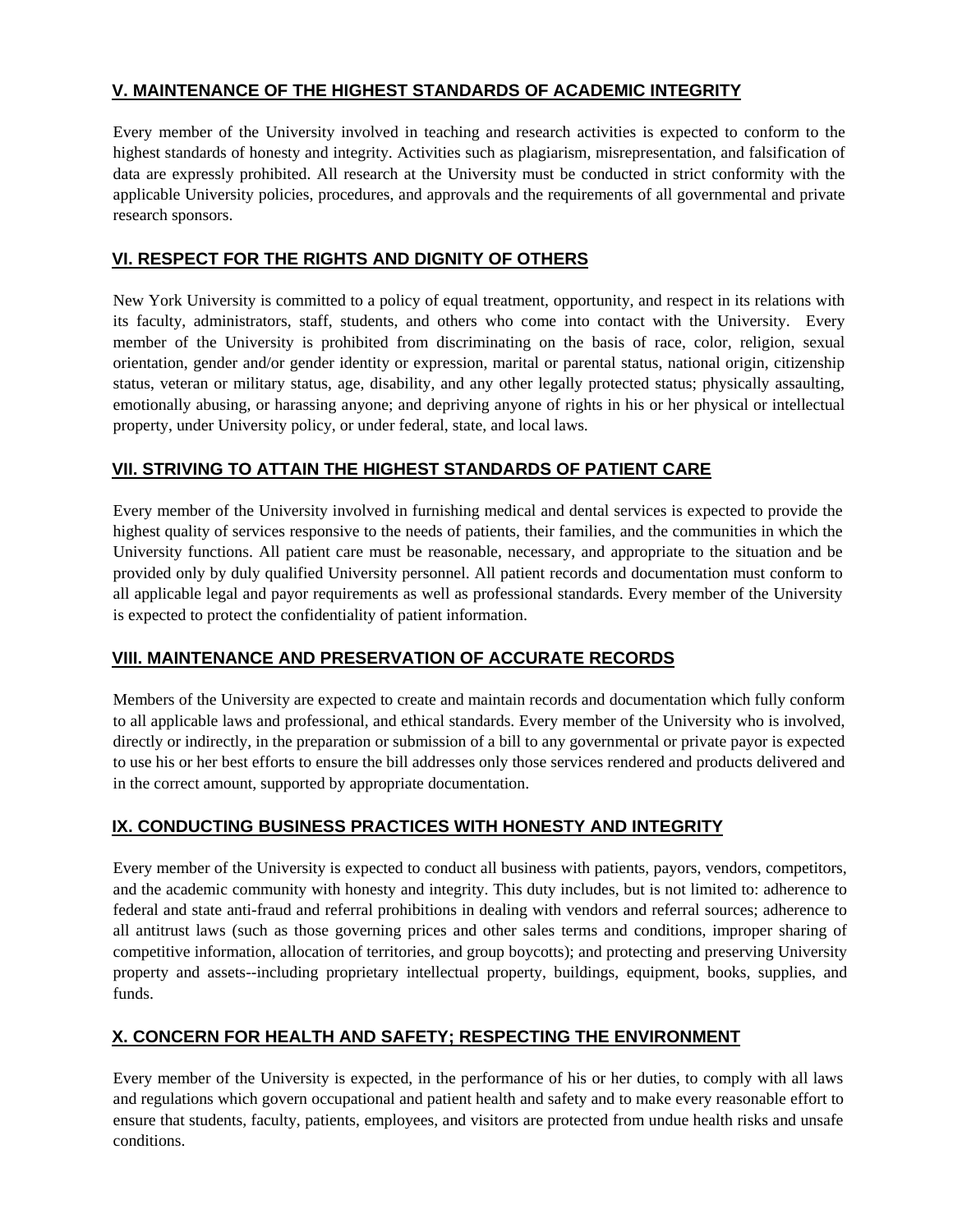## V. MAINTENANCE OF THE HIGHEST STANDARDS OF ACADEMIC INTEGRITY

Every member of the University involved in teaching and research activities is expected to conform to the highest standards of honesty and integrity. Activities such as plagiarism, misrepresentation, and falsification of data are expressly prohibited. All research at the University must be conducted in strict conformity with the applicable University policies, procedures, and approvals and the requirements of all governmental and private research sponsors.

## VI. RESPECT FOR THE RIGHTS AND DIGNITY OF OTHERS

New York University is committed to a policy of equal treatment, opportunity, and respect in its relations with its faculty, administrators, staff, students, and others who come into contact with the University. Every member of the University is prohibited from discriminating on the basis of race, color, religion, sexual orientation, gender and/or gender identity or expression, marital or parental status, national origin, citizenship status, veteran or military status, age, disability, and any other legally protected status; physically assaulting, emotionally abusing, or harassing anyone; and depriving anyone of rights in his or her physical or intellectual property, under University policy, or under federal, state, and local laws.

## VII. STRIVING TO ATTAIN THE HIGHEST STANDARDS OF PATIENT CARE

Every member of the University involved in furnishing medical and dental services is expected to provide the highest quality of services responsive to the needs of patients, their families, and the communities in which the University functions. All patient care must be reasonable, necessary, and appropriate to the situation and be provided only by duly qualified University personnel. All patient records and documentation must conform to all applicable legal and payor requirements as well as professional standards. Every member of the University is expected to protect the confidentiality of patient information.

## VIII. MAINTENANCE AND PRESERVATION OF ACCURATE RECORDS

Members of the University are expected to create and maintain records and documentation which fully conform to all applicable laws and professional, and ethical standards. Every member of the University who is involved, directly or indirectly, in the preparation or submission of a bill to any governmental or private payor is expected to use his or her best efforts to ensure the bill addresses only those services rendered and products delivered and in the correct amount, supported by appropriate documentation.

## IX. CONDUCTING BUSINESS PRACTICES WITH HONESTY AND INTEGRITY

Every member of the University is expected to conduct all business with patients, payors, vendors, competitors, and the academic community with honesty and integrity. This duty includes, but is not limited to: adherence to federal and state anti-fraud and referral prohibitions in dealing with vendors and referral sources; adherence to all antitrust laws (such as those governing prices and other sales terms and conditions, improper sharing of competitive information, allocation of territories, and group boycotts); and protecting and preserving University property and assets--including proprietary intellectual property, buildings, equipment, books, supplies, and funds.

## X. CONCERN FOR HEALTH AND SAFETY; RESPECTING THE ENVIRONMENT

Every member of the University is expected, in the performance of his or her duties, to comply with all laws and regulations which govern occupational and patient health and safety and to make every reasonable effort to ensure that students, faculty, patients, employees, and visitors are protected from undue health risks and unsafe conditions.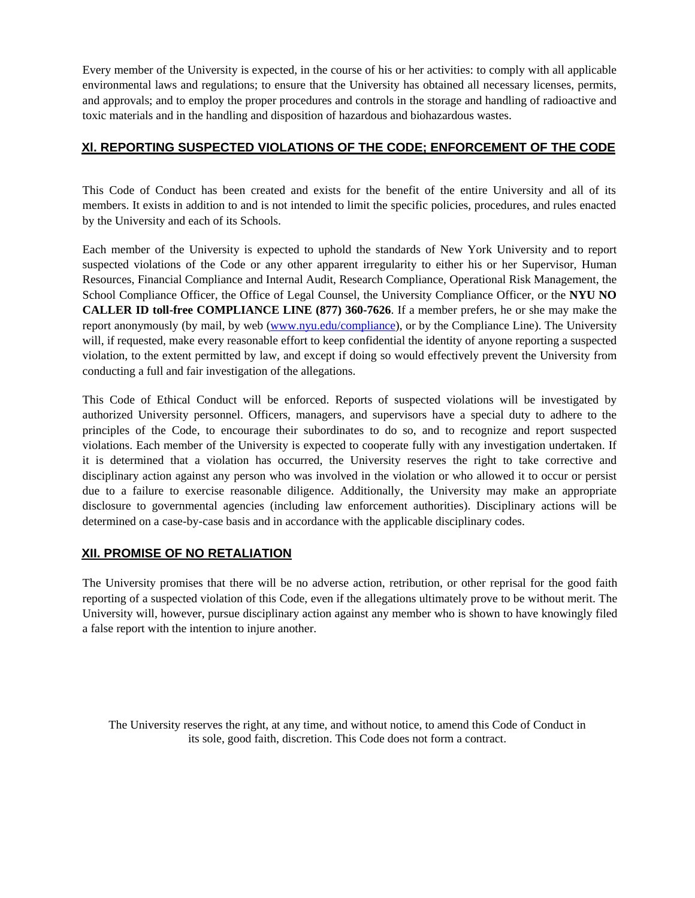Every member of the University is expected, in the course of his or her activities: to comply with all applicable environmental laws and regulations; to ensure that the University has obtained all necessary licenses, permits, and approvals; and to employ the proper procedures and controls in the storage and handling of radioactive and toxic materials and in the handling and disposition of hazardous and biohazardous wastes.

## XI. REPORTING SUSPECTED VIOLATIONS OF THE CODE; ENFORCEMENT OF THE CODE

This Code of Conduct has been created and exists for the benefit of the entire University and all of its members. It exists in addition to and is not intended to limit the specific policies, procedures, and rules enacted by the University and each of its Schools.

Each member of the University is expected to uphold the standards of New York University and to report suspected violations of the Code or any other apparent irregularity to either his or her Supervisor, Human Resources, Financial Compliance and Internal Audit, Research Compliance, Operational Risk Management, the School Compliance Officer, the Office of Legal Counsel, the University Compliance Officer, or the **NYU NO CALLER ID toll-free COMPLIANCE LINE (877) 360-7626**. If a member prefers, he or she may make the report anonymously (by mail, by web ([www.nyu.edu/compliance](http://www.nyu.edu/compliance)), or by the Compliance Line). The University will, if requested, make every reasonable effort to keep confidential the identity of anyone reporting a suspected violation, to the extent permitted by law, and except if doing so would effectively prevent the University from conducting a full and fair investigation of the allegations.

This Code of Ethical Conduct will be enforced. Reports of suspected violations will be investigated by authorized University personnel. Officers, managers, and supervisors have a special duty to adhere to the principles of the Code, to encourage their subordinates to do so, and to recognize and report suspected violations. Each member of the University is expected to cooperate fully with any investigation undertaken. If it is determined that a violation has occurred, the University reserves the right to take corrective and disciplinary action against any person who was involved in the violation or who allowed it to occur or persist due to a failure to exercise reasonable diligence. Additionally, the University may make an appropriate disclosure to governmental agencies (including law enforcement authorities). Disciplinary actions will be determined on a case-by-case basis and in accordance with the applicable disciplinary codes.

## XII. PROMISE OF NO RETALIATION

The University promises that there will be no adverse action, retribution, or other reprisal for the good faith reporting of a suspected violation of this Code, even if the allegations ultimately prove to be without merit. The University will, however, pursue disciplinary action against any member who is shown to have knowingly filed a false report with the intention to injure another.

The University reserves the right, at any time, and without notice, to amend this Code of Conduct in its sole, good faith, discretion. This Code does not form a contract.